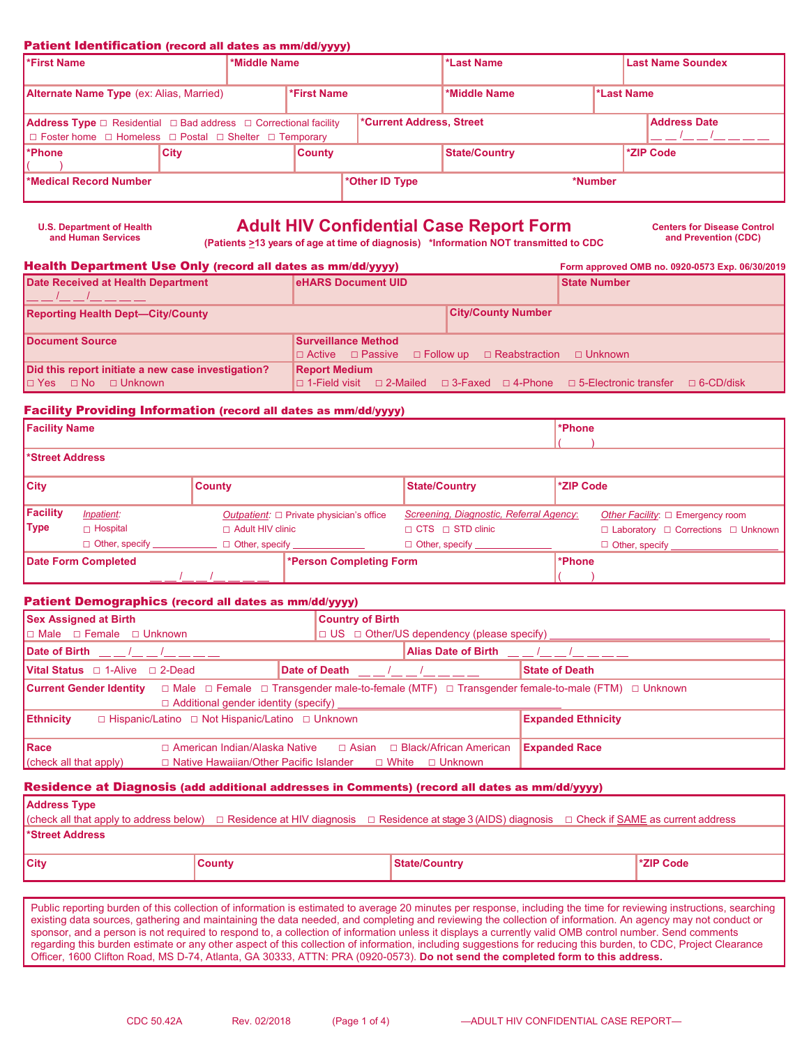## Patient Identification (record all dates as mm/dd/yyyy)

| *First Name | *Middle Name | *Last Name | Last Name Soundex |
|---|---|---|---|
| | | | |

| Alternate Name Type (ex: Alias, Married) | *First Name | *Middle Name | *Last Name |
|---|---|---|---|
| | | | |

| Address Type ☐ Residential ☐ Bad address ☐ Correctional facility ☐ Foster home ☐ Homeless ☐ Postal ☐ Shelter ☐ Temporary | *Current Address, Street | Address Date __ __/__ __/__ __ __ __ |
|---|---|---|

| *Phone ( ) | City | County | State/Country | *ZIP Code |
|---|---|---|---|---|

| *Medical Record Number | *Other ID Type | *Number |
|---|---|---|

U.S. Department of Health and Human Services

# Adult HIV Confidential Case Report Form

(Patients ≥13 years of age at time of diagnosis) *Information NOT transmitted to CDC

Centers for Disease Control and Prevention (CDC)

## Health Department Use Only (record all dates as mm/dd/yyyy)

Form approved OMB no. 0920-0573 Exp. 06/30/2019

| Date Received at Health Department __ __/__ __/__ __ __ __ | eHARS Document UID | State Number |
|---|---|---|

| Reporting Health Dept—City/County | City/County Number |
|---|---|

| Document Source | Surveillance Method ☐ Active ☐ Passive ☐ Follow up ☐ Reabstraction ☐ Unknown |
|---|---|
| Did this report initiate a new case investigation? ☐ Yes ☐ No ☐ Unknown | Report Medium ☐ 1-Field visit ☐ 2-Mailed ☐ 3-Faxed ☐ 4-Phone ☐ 5-Electronic transfer ☐ 6-CD/disk |

## Facility Providing Information (record all dates as mm/dd/yyyy)

| Facility Name | *Phone ( ) |
|---|---|

*Street Address

| City | County | State/Country | *ZIP Code |
|---|---|---|---|

| Facility Type | *Inpatient:* ☐ Hospital ☐ Other, specify ______ | *Outpatient:* ☐ Private physician's office ☐ Adult HIV clinic ☐ Other, specify ______ | *Screening, Diagnostic, Referral Agency:* ☐ CTS ☐ STD clinic ☐ Other, specify ______ | *Other Facility:* ☐ Emergency room ☐ Laboratory ☐ Corrections ☐ Unknown ☐ Other, specify ______ |
|---|---|---|---|---|

| Date Form Completed __ __/__ __/__ __ __ __ | *Person Completing Form | *Phone ( ) |
|---|---|---|

## Patient Demographics (record all dates as mm/dd/yyyy)

| Sex Assigned at Birth ☐ Male ☐ Female ☐ Unknown | Country of Birth ☐ US ☐ Other/US dependency (please specify) ______ |
|---|---|
| Date of Birth __ __/__ __/__ __ __ __ | Alias Date of Birth __ __/__ __/__ __ __ __ |

| Vital Status ☐ 1-Alive ☐ 2-Dead | Date of Death __ __/__ __/__ __ __ __ | State of Death |
|---|---|---|

Current Gender Identity ☐ Male ☐ Female ☐ Transgender male-to-female (MTF) ☐ Transgender female-to-male (FTM) ☐ Unknown ☐ Additional gender identity (specify) ______

| Ethnicity ☐ Hispanic/Latino ☐ Not Hispanic/Latino ☐ Unknown | Expanded Ethnicity |
|---|---|
| Race (check all that apply) ☐ American Indian/Alaska Native ☐ Asian ☐ Black/African American ☐ Native Hawaiian/Other Pacific Islander ☐ White ☐ Unknown | Expanded Race |

## Residence at Diagnosis (add additional addresses in Comments) (record all dates as mm/dd/yyyy)

Address Type (check all that apply to address below) ☐ Residence at HIV diagnosis ☐ Residence at stage 3 (AIDS) diagnosis ☐ Check if SAME as current address

*Street Address

| City | County | State/Country | *ZIP Code |
|---|---|---|---|

Public reporting burden of this collection of information is estimated to average 20 minutes per response, including the time for reviewing instructions, searching existing data sources, gathering and maintaining the data needed, and completing and reviewing the collection of information. An agency may not conduct or sponsor, and a person is not required to respond to, a collection of information unless it displays a currently valid OMB control number. Send comments regarding this burden estimate or any other aspect of this collection of information, including suggestions for reducing this burden, to CDC, Project Clearance Officer, 1600 Clifton Road, MS D-74, Atlanta, GA 30333, ATTN: PRA (0920-0573). **Do not send the completed form to this address.**

CDC 50.42A Rev. 02/2018 —ADULT HIV CONFIDENTIAL CASE REPORT—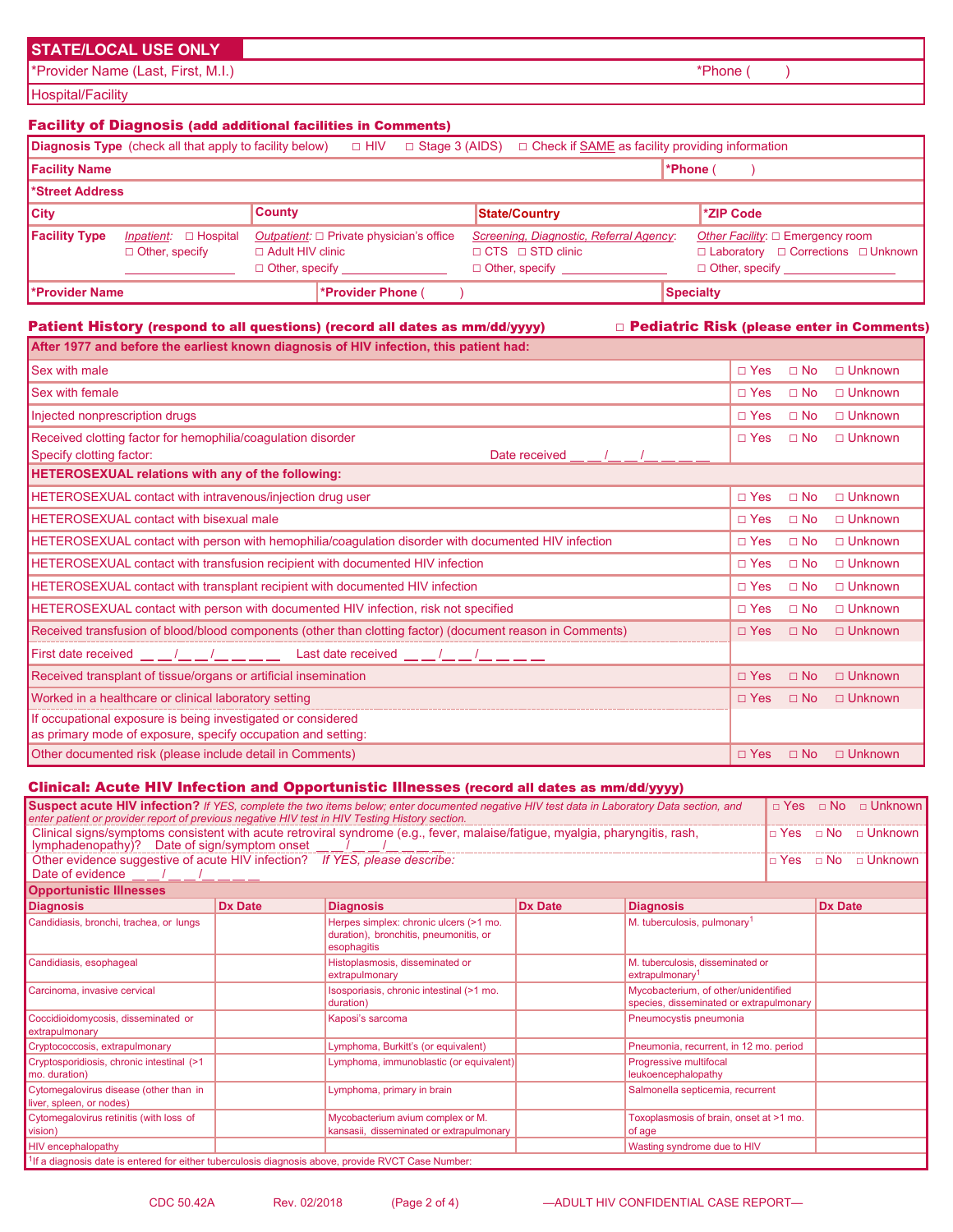## STATE/LOCAL USE ONLY

| *Provider Name (Last, First, M.I.) | *Phone ( ) |
|---|---|
| Hospital/Facility | |

### Facility of Diagnosis (add additional facilities in Comments)

**Diagnosis Type** (check all that apply to facility below) ☐ HIV ☐ Stage 3 (AIDS) ☐ Check if SAME as facility providing information

| | | | |
|---|---|---|---|
| **Facility Name** | | | ***Phone** ( ) |
| ***Street Address** | | | |
| **City** | **County** | **State/Country** | ***ZIP Code** |
| **Facility Type** *Inpatient:* ☐ Hospital ☐ Other, specify ________ | *Outpatient:* ☐ Private physician's office ☐ Adult HIV clinic ☐ Other, specify ________ | *Screening, Diagnostic, Referral Agency:* ☐ CTS ☐ STD clinic ☐ Other, specify ________ | *Other Facility:* ☐ Emergency room ☐ Laboratory ☐ Corrections ☐ Unknown ☐ Other, specify ________ |
| ***Provider Name** | ***Provider Phone** ( ) | | **Specialty** |

### Patient History (respond to all questions) (record all dates as mm/dd/yyyy) ☐ Pediatric Risk (please enter in Comments)

| After 1977 and before the earliest known diagnosis of HIV infection, this patient had: | |
|---|---|
| Sex with male | ☐ Yes ☐ No ☐ Unknown |
| Sex with female | ☐ Yes ☐ No ☐ Unknown |
| Injected nonprescription drugs | ☐ Yes ☐ No ☐ Unknown |
| Received clotting factor for hemophilia/coagulation disorder<br>Specify clotting factor: Date received __ __/__ __/__ __ __ __ | ☐ Yes ☐ No ☐ Unknown |
| **HETEROSEXUAL relations with any of the following:** | |
| HETEROSEXUAL contact with intravenous/injection drug user | ☐ Yes ☐ No ☐ Unknown |
| HETEROSEXUAL contact with bisexual male | ☐ Yes ☐ No ☐ Unknown |
| HETEROSEXUAL contact with person with hemophilia/coagulation disorder with documented HIV infection | ☐ Yes ☐ No ☐ Unknown |
| HETEROSEXUAL contact with transfusion recipient with documented HIV infection | ☐ Yes ☐ No ☐ Unknown |
| HETEROSEXUAL contact with transplant recipient with documented HIV infection | ☐ Yes ☐ No ☐ Unknown |
| HETEROSEXUAL contact with person with documented HIV infection, risk not specified | ☐ Yes ☐ No ☐ Unknown |
| Received transfusion of blood/blood components (other than clotting factor) (document reason in Comments) | ☐ Yes ☐ No ☐ Unknown |
| First date received __ __/__ __/__ __ __ __ Last date received __ __/__ __/__ __ __ __ | |
| Received transplant of tissue/organs or artificial insemination | ☐ Yes ☐ No ☐ Unknown |
| Worked in a healthcare or clinical laboratory setting | ☐ Yes ☐ No ☐ Unknown |
| If occupational exposure is being investigated or considered as primary mode of exposure, specify occupation and setting: | |
| Other documented risk (please include detail in Comments) | ☐ Yes ☐ No ☐ Unknown |

### Clinical: Acute HIV Infection and Opportunistic Illnesses (record all dates as mm/dd/yyyy)

| | |
|---|---|
| **Suspect acute HIV infection?** *If YES, complete the two items below; enter documented negative HIV test data in Laboratory Data section, and enter patient or provider report of previous negative HIV test in HIV Testing History section.* | ☐ Yes ☐ No ☐ Unknown |
| Clinical signs/symptoms consistent with acute retroviral syndrome (e.g., fever, malaise/fatigue, myalgia, pharyngitis, rash, lymphadenopathy)? Date of sign/symptom onset __ __/__ __/__ __ __ __ | ☐ Yes ☐ No ☐ Unknown |
| Other evidence suggestive of acute HIV infection? *If YES, please describe:*<br>Date of evidence __ __/__ __/__ __ __ __ | ☐ Yes ☐ No ☐ Unknown |

**Opportunistic Illnesses**

| Diagnosis | Dx Date | Diagnosis | Dx Date | Diagnosis | Dx Date |
|---|---|---|---|---|---|
| Candidiasis, bronchi, trachea, or lungs | | Herpes simplex: chronic ulcers (>1 mo. duration), bronchitis, pneumonitis, or esophagitis | | M. tuberculosis, pulmonary[1] | |
| Candidiasis, esophageal | | Histoplasmosis, disseminated or extrapulmonary | | M. tuberculosis, disseminated or extrapulmonary[1] | |
| Carcinoma, invasive cervical | | Isosporiasis, chronic intestinal (>1 mo. duration) | | Mycobacterium, of other/unidentified species, disseminated or extrapulmonary | |
| Coccidioidomycosis, disseminated or extrapulmonary | | Kaposi's sarcoma | | Pneumocystis pneumonia | |
| Cryptococcosis, extrapulmonary | | Lymphoma, Burkitt's (or equivalent) | | Pneumonia, recurrent, in 12 mo. period | |
| Cryptosporidiosis, chronic intestinal (>1 mo. duration) | | Lymphoma, immunoblastic (or equivalent) | | Progressive multifocal leukoencephalopathy | |
| Cytomegalovirus disease (other than in liver, spleen, or nodes) | | Lymphoma, primary in brain | | Salmonella septicemia, recurrent | |
| Cytomegalovirus retinitis (with loss of vision) | | Mycobacterium avium complex or M. kansasii, disseminated or extrapulmonary | | Toxoplasmosis of brain, onset at >1 mo. of age | |
| HIV encephalopathy | | | | Wasting syndrome due to HIV | |

[1]If a diagnosis date is entered for either tuberculosis diagnosis above, provide RVCT Case Number:

CDC 50.42A Rev. 02/2018 —ADULT HIV CONFIDENTIAL CASE REPORT—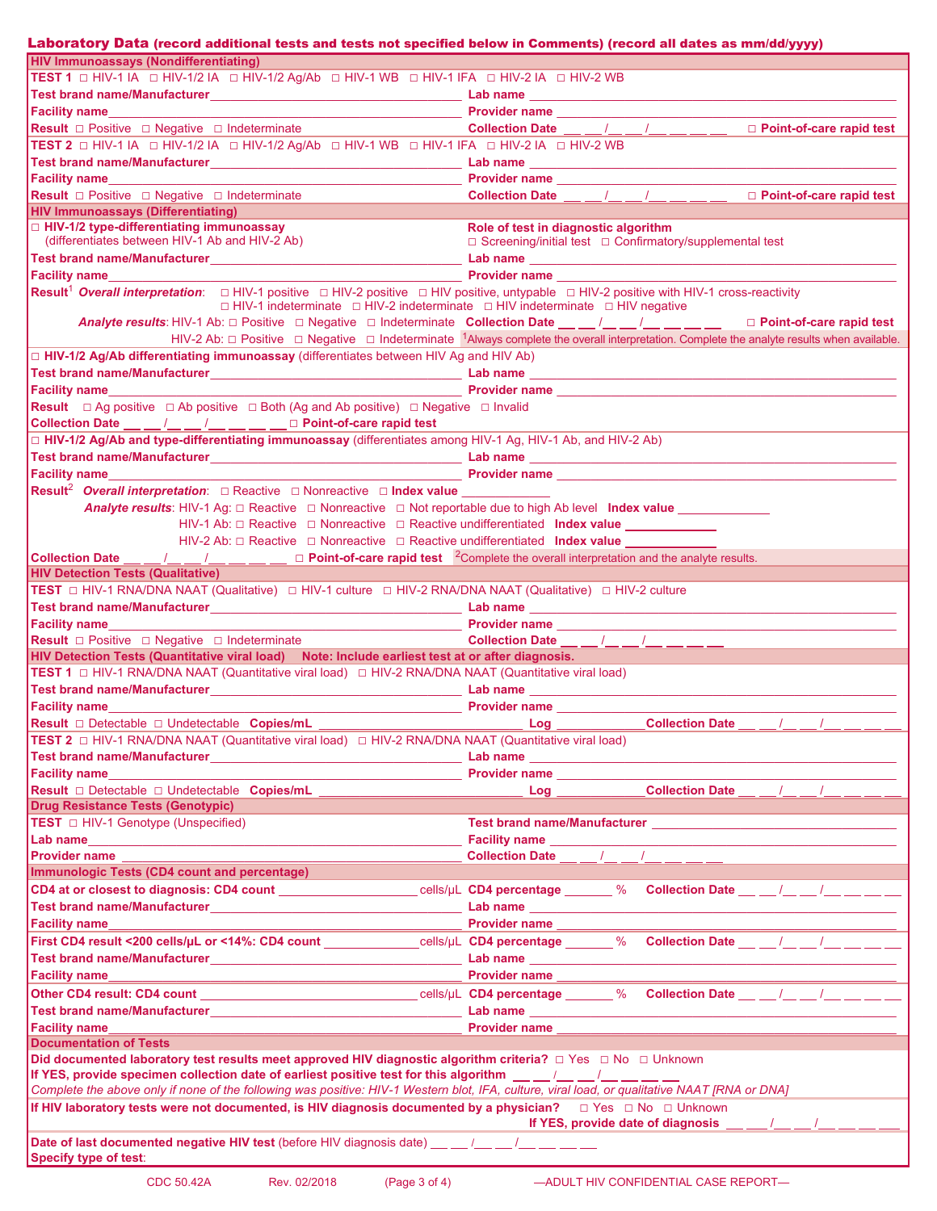## Laboratory Data (record additional tests and tests not specified below in Comments) (record all dates as mm/dd/yyyy)

### HIV Immunoassays (Nondifferentiating)

**TEST 1** □ HIV-1 IA □ HIV-1/2 IA □ HIV-1/2 Ag/Ab □ HIV-1 WB □ HIV-1 IFA □ HIV-2 IA □ HIV-2 WB

**Test brand name/Manufacturer** ________________ **Lab name** ________________

**Facility name** ________________ **Provider name** ________________

**Result** □ Positive □ Negative □ Indeterminate **Collection Date** __ __/__ __/__ __ __ __ □ **Point-of-care rapid test**

**TEST 2** □ HIV-1 IA □ HIV-1/2 IA □ HIV-1/2 Ag/Ab □ HIV-1 WB □ HIV-1 IFA □ HIV-2 IA □ HIV-2 WB

**Test brand name/Manufacturer** ________________ **Lab name** ________________

**Facility name** ________________ **Provider name** ________________

**Result** □ Positive □ Negative □ Indeterminate **Collection Date** __ __/__ __/__ __ __ __ □ **Point-of-care rapid test**

### HIV Immunoassays (Differentiating)

□ **HIV-1/2 type-differentiating immunoassay** (differentiates between HIV-1 Ab and HIV-2 Ab)

**Role of test in diagnostic algorithm** □ Screening/initial test □ Confirmatory/supplemental test

**Test brand name/Manufacturer** ________________ **Lab name** ________________

**Facility name** ________________ **Provider name** ________________

**Result**[1] ***Overall interpretation***: □ HIV-1 positive □ HIV-2 positive □ HIV positive, untypable □ HIV-2 positive with HIV-1 cross-reactivity □ HIV-1 indeterminate □ HIV-2 indeterminate □ HIV indeterminate □ HIV negative

***Analyte results***: HIV-1 Ab: □ Positive □ Negative □ Indeterminate **Collection Date** __ __/__ __/__ __ __ __ □ **Point-of-care rapid test**

HIV-2 Ab: □ Positive □ Negative □ Indeterminate

[1]Always complete the overall interpretation. Complete the analyte results when available.

□ **HIV-1/2 Ag/Ab differentiating immunoassay** (differentiates between HIV Ag and HIV Ab)

**Test brand name/Manufacturer** ________________ **Lab name** ________________

**Facility name** ________________ **Provider name** ________________

**Result** □ Ag positive □ Ab positive □ Both (Ag and Ab positive) □ Negative □ Invalid

**Collection Date** __ __/__ __/__ __ __ __ □ **Point-of-care rapid test**

□ **HIV-1/2 Ag/Ab and type-differentiating immunoassay** (differentiates among HIV-1 Ag, HIV-1 Ab, and HIV-2 Ab)

**Test brand name/Manufacturer** ________________ **Lab name** ________________

**Facility name** ________________ **Provider name** ________________

**Result**[2] ***Overall interpretation***: □ Reactive □ Nonreactive □ **Index value** ________

***Analyte results***: HIV-1 Ag: □ Reactive □ Nonreactive □ Not reportable due to high Ab level **Index value** ________

HIV-1 Ab: □ Reactive □ Nonreactive □ Reactive undifferentiated **Index value** ________

HIV-2 Ab: □ Reactive □ Nonreactive □ Reactive undifferentiated **Index value** ________

**Collection Date** __ __/__ __/__ __ __ __ □ **Point-of-care rapid test**

[2]Complete the overall interpretation and the analyte results.

### HIV Detection Tests (Qualitative)

**TEST** □ HIV-1 RNA/DNA NAAT (Qualitative) □ HIV-1 culture □ HIV-2 RNA/DNA NAAT (Qualitative) □ HIV-2 culture

**Test brand name/Manufacturer** ________________ **Lab name** ________________

**Facility name** ________________ **Provider name** ________________

**Result** □ Positive □ Negative □ Indeterminate **Collection Date** __ __/__ __/__ __ __ __

### HIV Detection Tests (Quantitative viral load) Note: Include earliest test at or after diagnosis.

**TEST 1** □ HIV-1 RNA/DNA NAAT (Quantitative viral load) □ HIV-2 RNA/DNA NAAT (Quantitative viral load)

**Test brand name/Manufacturer** ________________ **Lab name** ________________

**Facility name** ________________ **Provider name** ________________

**Result** □ Detectable □ Undetectable **Copies/mL** ________________ **Log** ________ **Collection Date** __ __/__ __/__ __ __ __

**TEST 2** □ HIV-1 RNA/DNA NAAT (Quantitative viral load) □ HIV-2 RNA/DNA NAAT (Quantitative viral load)

**Test brand name/Manufacturer** ________________ **Lab name** ________________

**Facility name** ________________ **Provider name** ________________

**Result** □ Detectable □ Undetectable **Copies/mL** ________________ **Log** ________ **Collection Date** __ __/__ __/__ __ __ __

### Drug Resistance Tests (Genotypic)

**TEST** □ HIV-1 Genotype (Unspecified) **Test brand name/Manufacturer** ________________

**Lab name** ________________ **Facility name** ________________

**Provider name** ________________ **Collection Date** __ __/__ __/__ __ __ __

### Immunologic Tests (CD4 count and percentage)

**CD4 at or closest to diagnosis: CD4 count** ________ cells/µL **CD4 percentage** ______ % **Collection Date** __ __/__ __/__ __ __ __

**Test brand name/Manufacturer** ________________ **Lab name** ________________

**Facility name** ________________ **Provider name** ________________

**First CD4 result <200 cells/µL or <14%: CD4 count** ________ cells/µL **CD4 percentage** ______ % **Collection Date** __ __/__ __/__ __ __ __

**Test brand name/Manufacturer** ________________ **Lab name** ________________

**Facility name** ________________ **Provider name** ________________

**Other CD4 result: CD4 count** ________ cells/µL **CD4 percentage** ______ % **Collection Date** __ __/__ __/__ __ __ __

**Test brand name/Manufacturer** ________________ **Lab name** ________________

**Facility name** ________________ **Provider name** ________________

### Documentation of Tests

**Did documented laboratory test results meet approved HIV diagnostic algorithm criteria?** □ Yes □ No □ Unknown

**If YES, provide specimen collection date of earliest positive test for this algorithm** __ __/__ __/__ __ __ __

*Complete the above only if none of the following was positive: HIV-1 Western blot, IFA, culture, viral load, or qualitative NAAT [RNA or DNA]*

**If HIV laboratory tests were not documented, is HIV diagnosis documented by a physician?** □ Yes □ No □ Unknown

**If YES, provide date of diagnosis** __ __/__ __/__ __ __ __

**Date of last documented negative HIV test** (before HIV diagnosis date) __ __/__ __/__ __ __ __

**Specify type of test**:

CDC 50.42A Rev. 02/2018 —ADULT HIV CONFIDENTIAL CASE REPORT—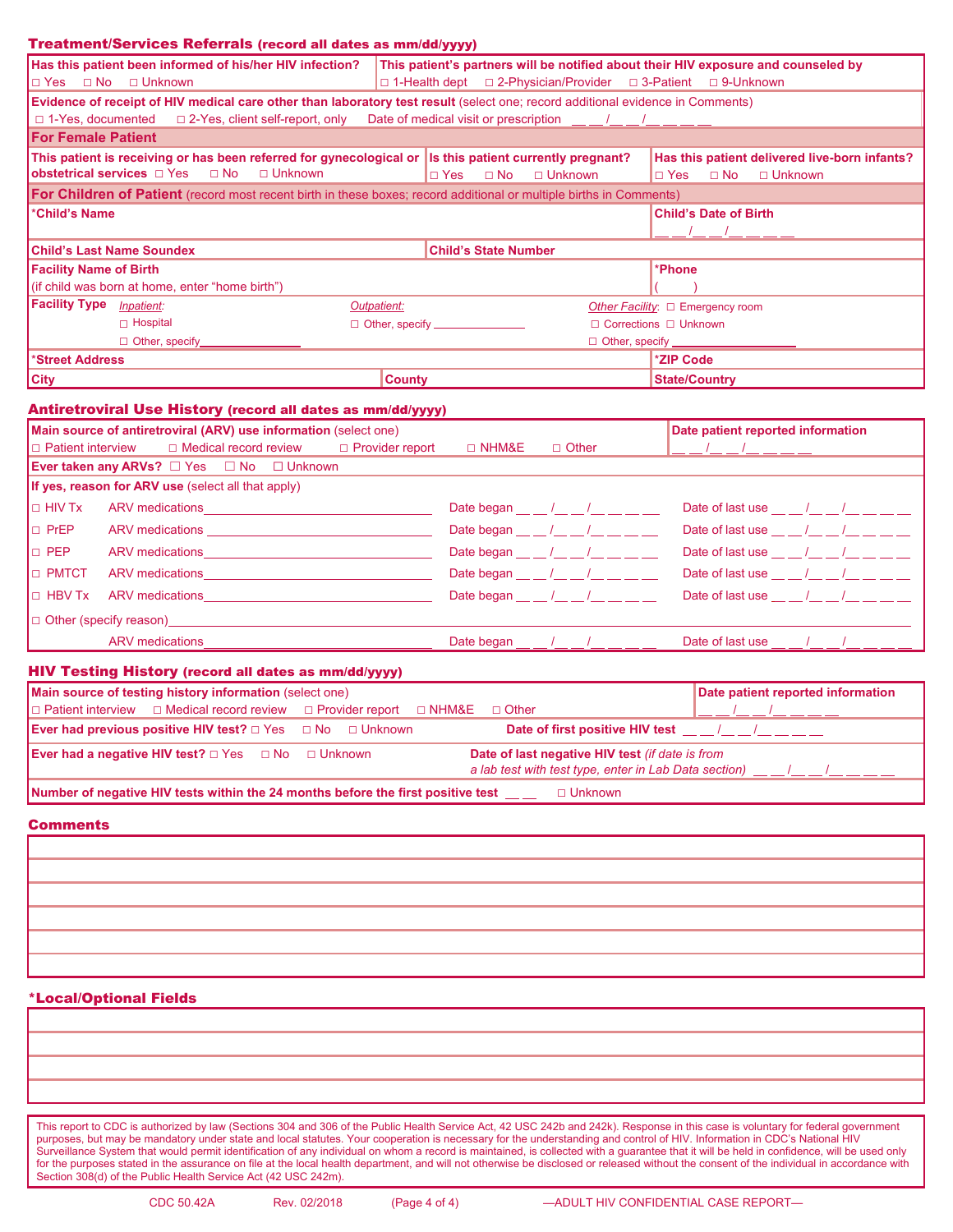## Treatment/Services Referrals (record all dates as mm/dd/yyyy)

**Has this patient been informed of his/her HIV infection?** ☐ Yes ☐ No ☐ Unknown

**This patient's partners will be notified about their HIV exposure and counseled by** ☐ 1-Health dept ☐ 2-Physician/Provider ☐ 3-Patient ☐ 9-Unknown

**Evidence of receipt of HIV medical care other than laboratory test result** (select one; record additional evidence in Comments)
☐ 1-Yes, documented ☐ 2-Yes, client self-report, only Date of medical visit or prescription __ __/__ __/__ __ __ __

### For Female Patient

| This patient is receiving or has been referred for gynecological or obstetrical services ☐ Yes ☐ No ☐ Unknown | Is this patient currently pregnant? ☐ Yes ☐ No ☐ Unknown | Has this patient delivered live-born infants? ☐ Yes ☐ No ☐ Unknown |
|---|---|---|

### For Children of Patient (record most recent birth in these boxes; record additional or multiple births in Comments)

| | |
|---|---|
| *Child's Name | Child's Date of Birth __ __/__ __/__ __ __ __ |
| Child's Last Name Soundex | Child's State Number |
| Facility Name of Birth (if child was born at home, enter "home birth") | *Phone ( ) |

**Facility Type**
- *Inpatient:* ☐ Hospital ☐ Other, specify________
- *Outpatient:* ☐ Other, specify________
- *Other Facility:* ☐ Emergency room ☐ Corrections ☐ Unknown ☐ Other, specify________

| | | |
|---|---|---|
| *Street Address | | *ZIP Code |
| City | County | State/Country |

## Antiretroviral Use History (record all dates as mm/dd/yyyy)

**Main source of antiretroviral (ARV) use information** (select one)
☐ Patient interview ☐ Medical record review ☐ Provider report ☐ NHM&E ☐ Other

**Date patient reported information** __ __/__ __/__ __ __ __

**Ever taken any ARVs?** ☐ Yes ☐ No ☐ Unknown

**If yes, reason for ARV use** (select all that apply)

| Reason | ARV medications | Date began | Date of last use |
|---|---|---|---|
| ☐ HIV Tx | ARV medications________ | Date began __ __/__ __/__ __ __ __ | Date of last use __ __/__ __/__ __ __ __ |
| ☐ PrEP | ARV medications________ | Date began __ __/__ __/__ __ __ __ | Date of last use __ __/__ __/__ __ __ __ |
| ☐ PEP | ARV medications________ | Date began __ __/__ __/__ __ __ __ | Date of last use __ __/__ __/__ __ __ __ |
| ☐ PMTCT | ARV medications________ | Date began __ __/__ __/__ __ __ __ | Date of last use __ __/__ __/__ __ __ __ |
| ☐ HBV Tx | ARV medications________ | Date began __ __/__ __/__ __ __ __ | Date of last use __ __/__ __/__ __ __ __ |
| ☐ Other (specify reason)________ | ARV medications________ | Date began __ __/__ __/__ __ __ __ | Date of last use __ __/__ __/__ __ __ __ |

## HIV Testing History (record all dates as mm/dd/yyyy)

**Main source of testing history information** (select one)
☐ Patient interview ☐ Medical record review ☐ Provider report ☐ NHM&E ☐ Other

**Date patient reported information** __ __/__ __/__ __ __ __

**Ever had previous positive HIV test?** ☐ Yes ☐ No ☐ Unknown **Date of first positive HIV test** __ __/__ __/__ __ __ __

**Ever had a negative HIV test?** ☐ Yes ☐ No ☐ Unknown **Date of last negative HIV test** *(if date is from a lab test with test type, enter in Lab Data section)* __ __/__ __/__ __ __ __

**Number of negative HIV tests within the 24 months before the first positive test** __ __ ☐ Unknown

## Comments

## *Local/Optional Fields

This report to CDC is authorized by law (Sections 304 and 306 of the Public Health Service Act, 42 USC 242b and 242k). Response in this case is voluntary for federal government purposes, but may be mandatory under state and local statutes. Your cooperation is necessary for the understanding and control of HIV. Information in CDC's National HIV Surveillance System that would permit identification of any individual on whom a record is maintained, is collected with a guarantee that it will be held in confidence, will be used only for the purposes stated in the assurance on file at the local health department, and will not otherwise be disclosed or released without the consent of the individual in accordance with Section 308(d) of the Public Health Service Act (42 USC 242m).

CDC 50.42A Rev. 02/2018 —ADULT HIV CONFIDENTIAL CASE REPORT—